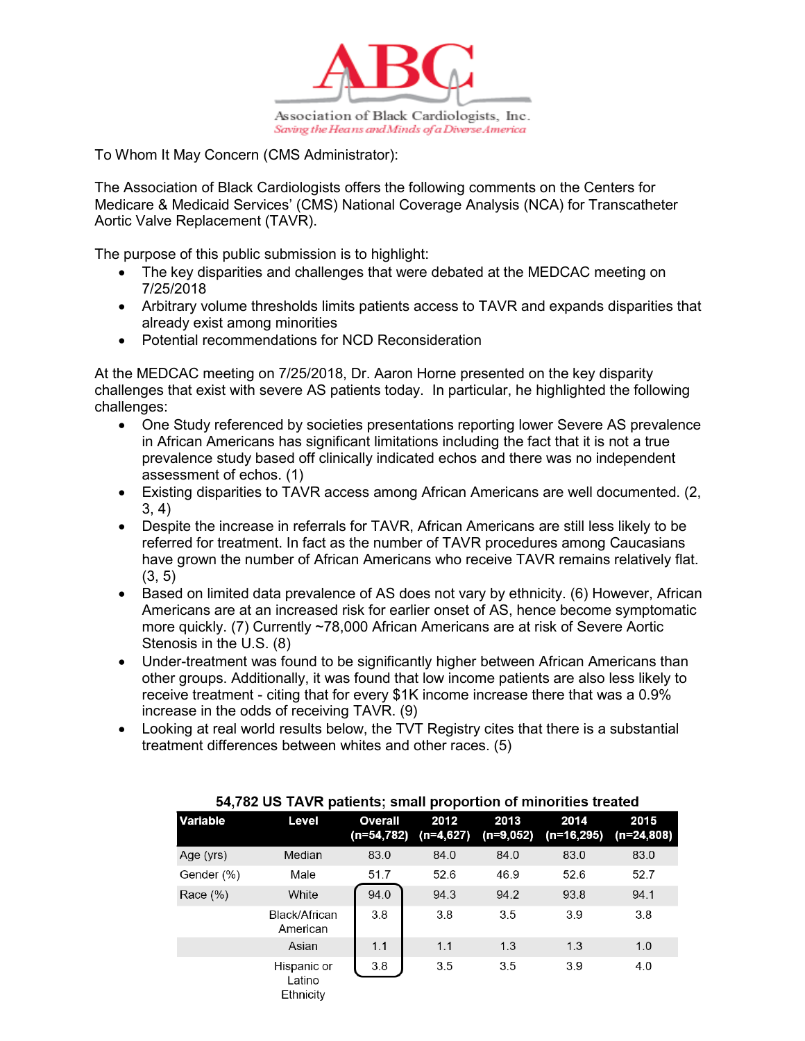**ABC**

Association of Black Cardiologists, Inc.

*Saving the Hearts and Minds of a Diverse America*

To Whom It May Concern (CMS Administrator):

The Association of Black Cardiologists offers the following comments on the Centers for Medicare & Medicaid Services' (CMS) National Coverage Analysis (NCA) for Transcatheter Aortic Valve Replacement (TAVR).

The purpose of this public submission is to highlight:

- The key disparities and challenges that were debated at the MEDCAC meeting on 7/25/2018
- Arbitrary volume thresholds limits patients access to TAVR and expands disparities that already exist among minorities
- Potential recommendations for NCD Reconsideration

At the MEDCAC meeting on 7/25/2018, Dr. Aaron Horne presented on the key disparity challenges that exist with severe AS patients today. In particular, he highlighted the following challenges:

- One Study referenced by societies presentations reporting lower Severe AS prevalence in African Americans has significant limitations including the fact that it is not a true prevalence study based off clinically indicated echos and there was no independent assessment of echos. (1)
- Existing disparities to TAVR access among African Americans are well documented. (2, 3, 4)
- Despite the increase in referrals for TAVR, African Americans are still less likely to be referred for treatment. In fact as the number of TAVR procedures among Caucasians have grown the number of African Americans who receive TAVR remains relatively flat. (3, 5)
- Based on limited data prevalence of AS does not vary by ethnicity. (6) However, African Americans are at an increased risk for earlier onset of AS, hence become symptomatic more quickly. (7) Currently ~78,000 African Americans are at risk of Severe Aortic Stenosis in the U.S. (8)
- Under-treatment was found to be significantly higher between African Americans than other groups. Additionally, it was found that low income patients are also less likely to receive treatment - citing that for every $1K income increase there that was a 0.9% increase in the odds of receiving TAVR. (9)
- Looking at real world results below, the TVT Registry cites that there is a substantial treatment differences between whites and other races. (5)

**54,782 US TAVR patients; small proportion of minorities treated**

| Variable | Level | Overall (n=54,782) | 2012 (n=4,627) | 2013 (n=9,052) | 2014 (n=16,295) | 2015 (n=24,808) |
|---|---|---|---|---|---|---|
| Age (yrs) | Median | 83.0 | 84.0 | 84.0 | 83.0 | 83.0 |
| Gender (%) | Male | 51.7 | 52.6 | 46.9 | 52.6 | 52.7 |
| Race (%) | White | 94.0 | 94.3 | 94.2 | 93.8 | 94.1 |
| | Black/African American | 3.8 | 3.8 | 3.5 | 3.9 | 3.8 |
| | Asian | 1.1 | 1.1 | 1.3 | 1.3 | 1.0 |
| | Hispanic or Latino Ethnicity | 3.8 | 3.5 | 3.5 | 3.9 | 4.0 |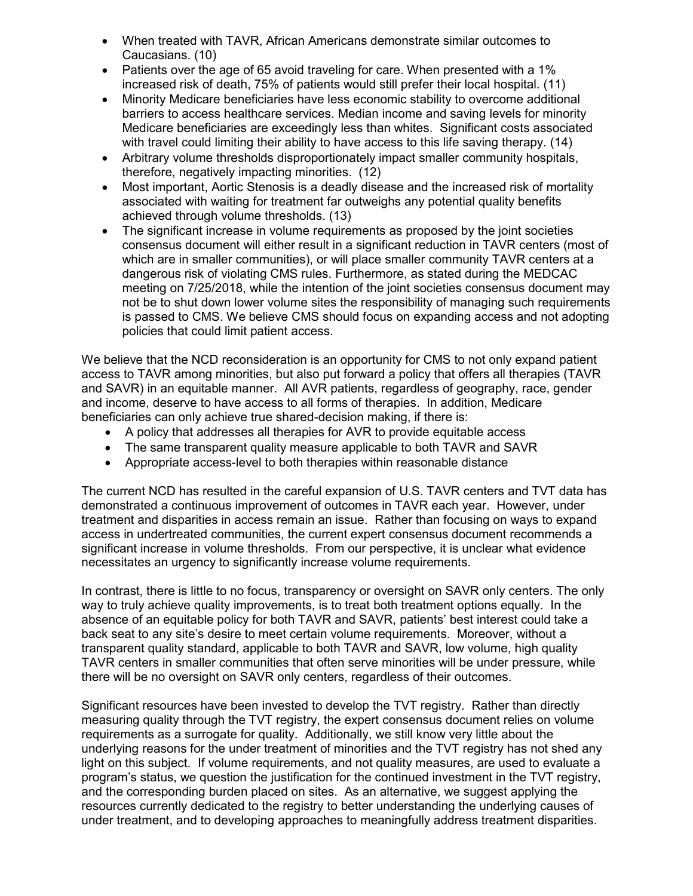- When treated with TAVR, African Americans demonstrate similar outcomes to Caucasians. (10)
- Patients over the age of 65 avoid traveling for care. When presented with a 1% increased risk of death, 75% of patients would still prefer their local hospital. (11)
- Minority Medicare beneficiaries have less economic stability to overcome additional barriers to access healthcare services. Median income and saving levels for minority Medicare beneficiaries are exceedingly less than whites. Significant costs associated with travel could limiting their ability to have access to this life saving therapy. (14)
- Arbitrary volume thresholds disproportionately impact smaller community hospitals, therefore, negatively impacting minorities. (12)
- Most important, Aortic Stenosis is a deadly disease and the increased risk of mortality associated with waiting for treatment far outweighs any potential quality benefits achieved through volume thresholds. (13)
- The significant increase in volume requirements as proposed by the joint societies consensus document will either result in a significant reduction in TAVR centers (most of which are in smaller communities), or will place smaller community TAVR centers at a dangerous risk of violating CMS rules. Furthermore, as stated during the MEDCAC meeting on 7/25/2018, while the intention of the joint societies consensus document may not be to shut down lower volume sites the responsibility of managing such requirements is passed to CMS. We believe CMS should focus on expanding access and not adopting policies that could limit patient access.

We believe that the NCD reconsideration is an opportunity for CMS to not only expand patient access to TAVR among minorities, but also put forward a policy that offers all therapies (TAVR and SAVR) in an equitable manner. All AVR patients, regardless of geography, race, gender and income, deserve to have access to all forms of therapies. In addition, Medicare beneficiaries can only achieve true shared-decision making, if there is:

- A policy that addresses all therapies for AVR to provide equitable access
- The same transparent quality measure applicable to both TAVR and SAVR
- Appropriate access-level to both therapies within reasonable distance

The current NCD has resulted in the careful expansion of U.S. TAVR centers and TVT data has demonstrated a continuous improvement of outcomes in TAVR each year. However, under treatment and disparities in access remain an issue. Rather than focusing on ways to expand access in undertreated communities, the current expert consensus document recommends a significant increase in volume thresholds. From our perspective, it is unclear what evidence necessitates an urgency to significantly increase volume requirements.

In contrast, there is little to no focus, transparency or oversight on SAVR only centers. The only way to truly achieve quality improvements, is to treat both treatment options equally. In the absence of an equitable policy for both TAVR and SAVR, patients' best interest could take a back seat to any site's desire to meet certain volume requirements. Moreover, without a transparent quality standard, applicable to both TAVR and SAVR, low volume, high quality TAVR centers in smaller communities that often serve minorities will be under pressure, while there will be no oversight on SAVR only centers, regardless of their outcomes.

Significant resources have been invested to develop the TVT registry. Rather than directly measuring quality through the TVT registry, the expert consensus document relies on volume requirements as a surrogate for quality. Additionally, we still know very little about the underlying reasons for the under treatment of minorities and the TVT registry has not shed any light on this subject. If volume requirements, and not quality measures, are used to evaluate a program's status, we question the justification for the continued investment in the TVT registry, and the corresponding burden placed on sites. As an alternative, we suggest applying the resources currently dedicated to the registry to better understanding the underlying causes of under treatment, and to developing approaches to meaningfully address treatment disparities.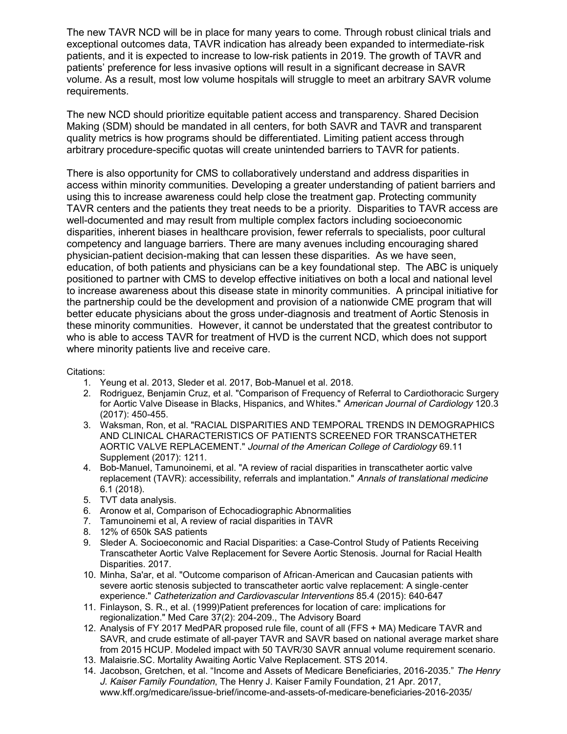The new TAVR NCD will be in place for many years to come. Through robust clinical trials and exceptional outcomes data, TAVR indication has already been expanded to intermediate-risk patients, and it is expected to increase to low-risk patients in 2019. The growth of TAVR and patients' preference for less invasive options will result in a significant decrease in SAVR volume. As a result, most low volume hospitals will struggle to meet an arbitrary SAVR volume requirements.

The new NCD should prioritize equitable patient access and transparency. Shared Decision Making (SDM) should be mandated in all centers, for both SAVR and TAVR and transparent quality metrics is how programs should be differentiated. Limiting patient access through arbitrary procedure-specific quotas will create unintended barriers to TAVR for patients.

There is also opportunity for CMS to collaboratively understand and address disparities in access within minority communities. Developing a greater understanding of patient barriers and using this to increase awareness could help close the treatment gap. Protecting community TAVR centers and the patients they treat needs to be a priority. Disparities to TAVR access are well-documented and may result from multiple complex factors including socioeconomic disparities, inherent biases in healthcare provision, fewer referrals to specialists, poor cultural competency and language barriers. There are many avenues including encouraging shared physician-patient decision-making that can lessen these disparities. As we have seen, education, of both patients and physicians can be a key foundational step. The ABC is uniquely positioned to partner with CMS to develop effective initiatives on both a local and national level to increase awareness about this disease state in minority communities. A principal initiative for the partnership could be the development and provision of a nationwide CME program that will better educate physicians about the gross under-diagnosis and treatment of Aortic Stenosis in these minority communities. However, it cannot be understated that the greatest contributor to who is able to access TAVR for treatment of HVD is the current NCD, which does not support where minority patients live and receive care.

Citations:

1. Yeung et al. 2013, Sleder et al. 2017, Bob-Manuel et al. 2018.
2. Rodriguez, Benjamin Cruz, et al. "Comparison of Frequency of Referral to Cardiothoracic Surgery for Aortic Valve Disease in Blacks, Hispanics, and Whites." *American Journal of Cardiology* 120.3 (2017): 450-455.
3. Waksman, Ron, et al. "RACIAL DISPARITIES AND TEMPORAL TRENDS IN DEMOGRAPHICS AND CLINICAL CHARACTERISTICS OF PATIENTS SCREENED FOR TRANSCATHETER AORTIC VALVE REPLACEMENT." *Journal of the American College of Cardiology* 69.11 Supplement (2017): 1211.
4. Bob-Manuel, Tamunoinemi, et al. "A review of racial disparities in transcatheter aortic valve replacement (TAVR): accessibility, referrals and implantation." *Annals of translational medicine* 6.1 (2018).
5. TVT data analysis.
6. Aronow et al, Comparison of Echocadiographic Abnormalities
7. Tamunoinemi et al, A review of racial disparities in TAVR
8. 12% of 650k SAS patients
9. Sleder A. Socioeconomic and Racial Disparities: a Case-Control Study of Patients Receiving Transcatheter Aortic Valve Replacement for Severe Aortic Stenosis. Journal for Racial Health Disparities. 2017.
10. Minha, Sa'ar, et al. "Outcome comparison of African-American and Caucasian patients with severe aortic stenosis subjected to transcatheter aortic valve replacement: A single-center experience." *Catheterization and Cardiovascular Interventions* 85.4 (2015): 640-647
11. Finlayson, S. R., et al. (1999)Patient preferences for location of care: implications for regionalization." Med Care 37(2): 204-209., The Advisory Board
12. Analysis of FY 2017 MedPAR proposed rule file, count of all (FFS + MA) Medicare TAVR and SAVR, and crude estimate of all-payer TAVR and SAVR based on national average market share from 2015 HCUP. Modeled impact with 50 TAVR/30 SAVR annual volume requirement scenario.
13. Malaisrie.SC. Mortality Awaiting Aortic Valve Replacement. STS 2014.
14. Jacobson, Gretchen, et al. "Income and Assets of Medicare Beneficiaries, 2016-2035." *The Henry J. Kaiser Family Foundation*, The Henry J. Kaiser Family Foundation, 21 Apr. 2017, www.kff.org/medicare/issue-brief/income-and-assets-of-medicare-beneficiaries-2016-2035/